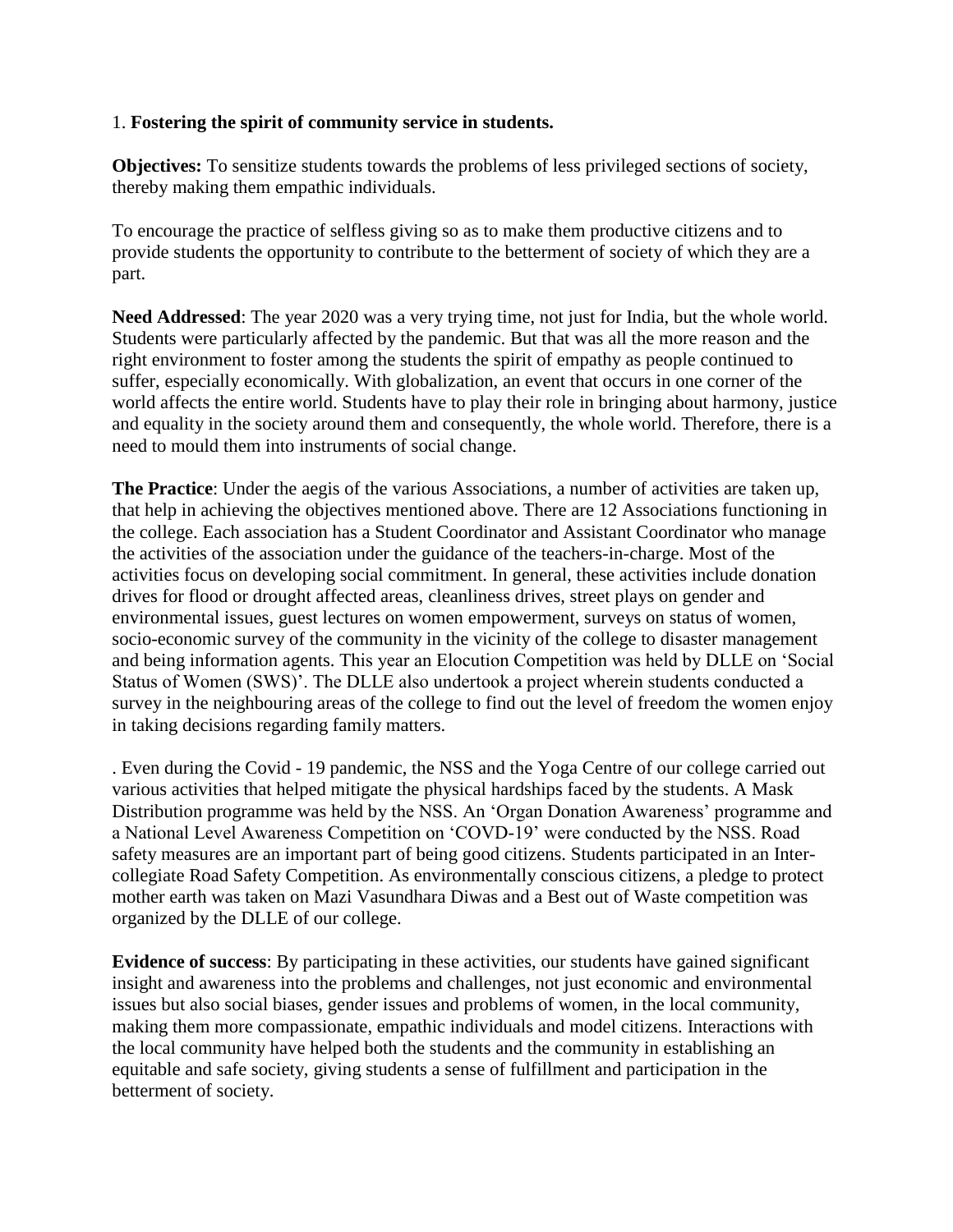1. **Fostering the spirit of community service in students.**

**Objectives:** To sensitize students towards the problems of less privileged sections of society, thereby making them empathic individuals.

To encourage the practice of selfless giving so as to make them productive citizens and to provide students the opportunity to contribute to the betterment of society of which they are a part.

**Need Addressed**: The year 2020 was a very trying time, not just for India, but the whole world. Students were particularly affected by the pandemic. But that was all the more reason and the right environment to foster among the students the spirit of empathy as people continued to suffer, especially economically. With globalization, an event that occurs in one corner of the world affects the entire world. Students have to play their role in bringing about harmony, justice and equality in the society around them and consequently, the whole world. Therefore, there is a need to mould them into instruments of social change.

**The Practice**: Under the aegis of the various Associations, a number of activities are taken up, that help in achieving the objectives mentioned above. There are 12 Associations functioning in the college. Each association has a Student Coordinator and Assistant Coordinator who manage the activities of the association under the guidance of the teachers-in-charge. Most of the activities focus on developing social commitment. In general, these activities include donation drives for flood or drought affected areas, cleanliness drives, street plays on gender and environmental issues, guest lectures on women empowerment, surveys on status of women, socio-economic survey of the community in the vicinity of the college to disaster management and being information agents. This year an Elocution Competition was held by DLLE on 'Social Status of Women (SWS)'. The DLLE also undertook a project wherein students conducted a survey in the neighbouring areas of the college to find out the level of freedom the women enjoy in taking decisions regarding family matters.

. Even during the Covid - 19 pandemic, the NSS and the Yoga Centre of our college carried out various activities that helped mitigate the physical hardships faced by the students. A Mask Distribution programme was held by the NSS. An 'Organ Donation Awareness' programme and a National Level Awareness Competition on 'COVD-19' were conducted by the NSS. Road safety measures are an important part of being good citizens. Students participated in an Inter-collegiate Road Safety Competition. As environmentally conscious citizens, a pledge to protect mother earth was taken on Mazi Vasundhara Diwas and a Best out of Waste competition was organized by the DLLE of our college.

**Evidence of success**: By participating in these activities, our students have gained significant insight and awareness into the problems and challenges, not just economic and environmental issues but also social biases, gender issues and problems of women, in the local community, making them more compassionate, empathic individuals and model citizens. Interactions with the local community have helped both the students and the community in establishing an equitable and safe society, giving students a sense of fulfillment and participation in the betterment of society.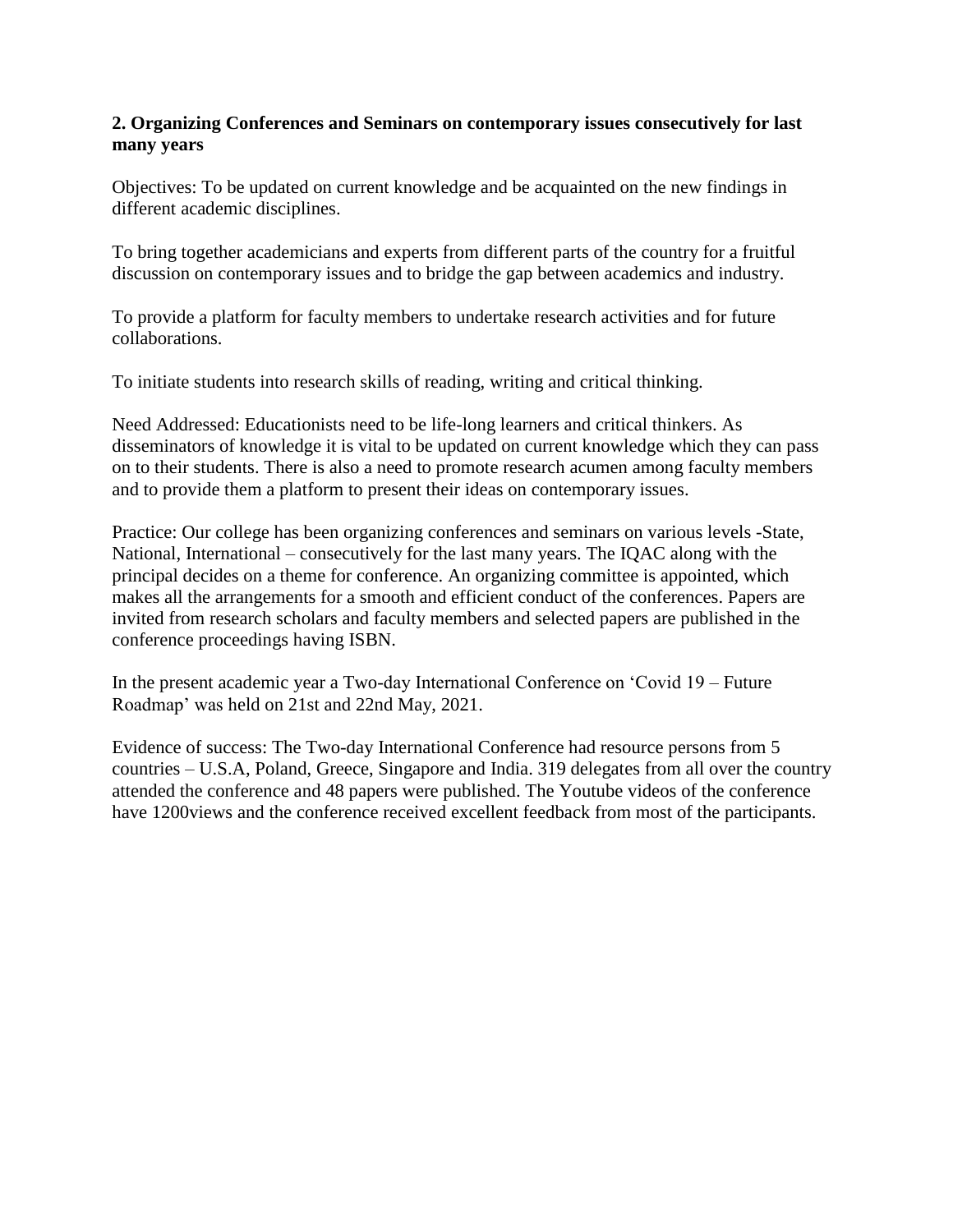**2. Organizing Conferences and Seminars on contemporary issues consecutively for last many years**

Objectives: To be updated on current knowledge and be acquainted on the new findings in different academic disciplines.

To bring together academicians and experts from different parts of the country for a fruitful discussion on contemporary issues and to bridge the gap between academics and industry.

To provide a platform for faculty members to undertake research activities and for future collaborations.

To initiate students into research skills of reading, writing and critical thinking.

Need Addressed: Educationists need to be life-long learners and critical thinkers. As disseminators of knowledge it is vital to be updated on current knowledge which they can pass on to their students. There is also a need to promote research acumen among faculty members and to provide them a platform to present their ideas on contemporary issues.

Practice: Our college has been organizing conferences and seminars on various levels -State, National, International – consecutively for the last many years. The IQAC along with the principal decides on a theme for conference. An organizing committee is appointed, which makes all the arrangements for a smooth and efficient conduct of the conferences. Papers are invited from research scholars and faculty members and selected papers are published in the conference proceedings having ISBN.

In the present academic year a Two-day International Conference on 'Covid 19 – Future Roadmap' was held on 21st and 22nd May, 2021.

Evidence of success: The Two-day International Conference had resource persons from 5 countries – U.S.A, Poland, Greece, Singapore and India. 319 delegates from all over the country attended the conference and 48 papers were published. The Youtube videos of the conference have 1200views and the conference received excellent feedback from most of the participants.